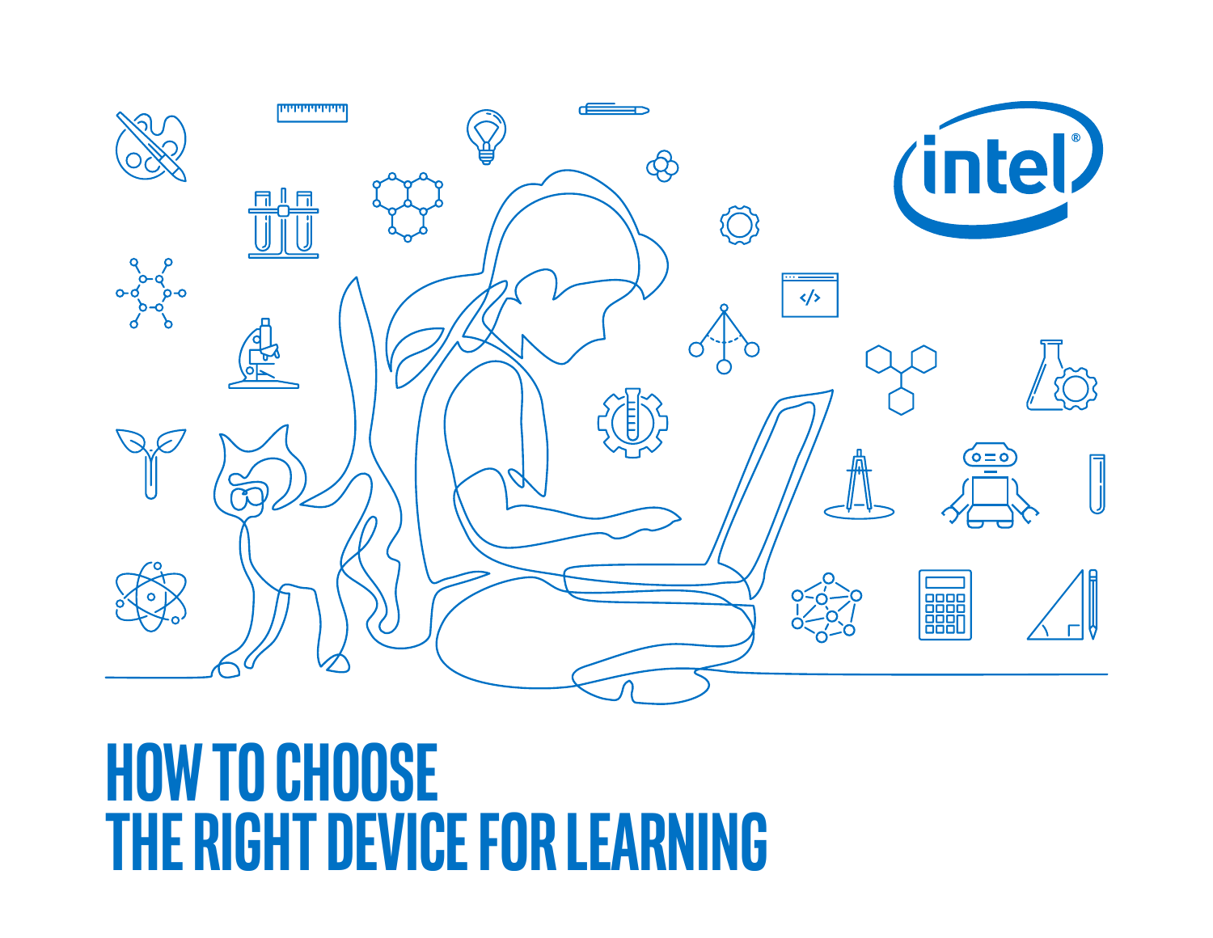# HOW TO CHOOSE THE RIGHT DEVICE FOR LEARNING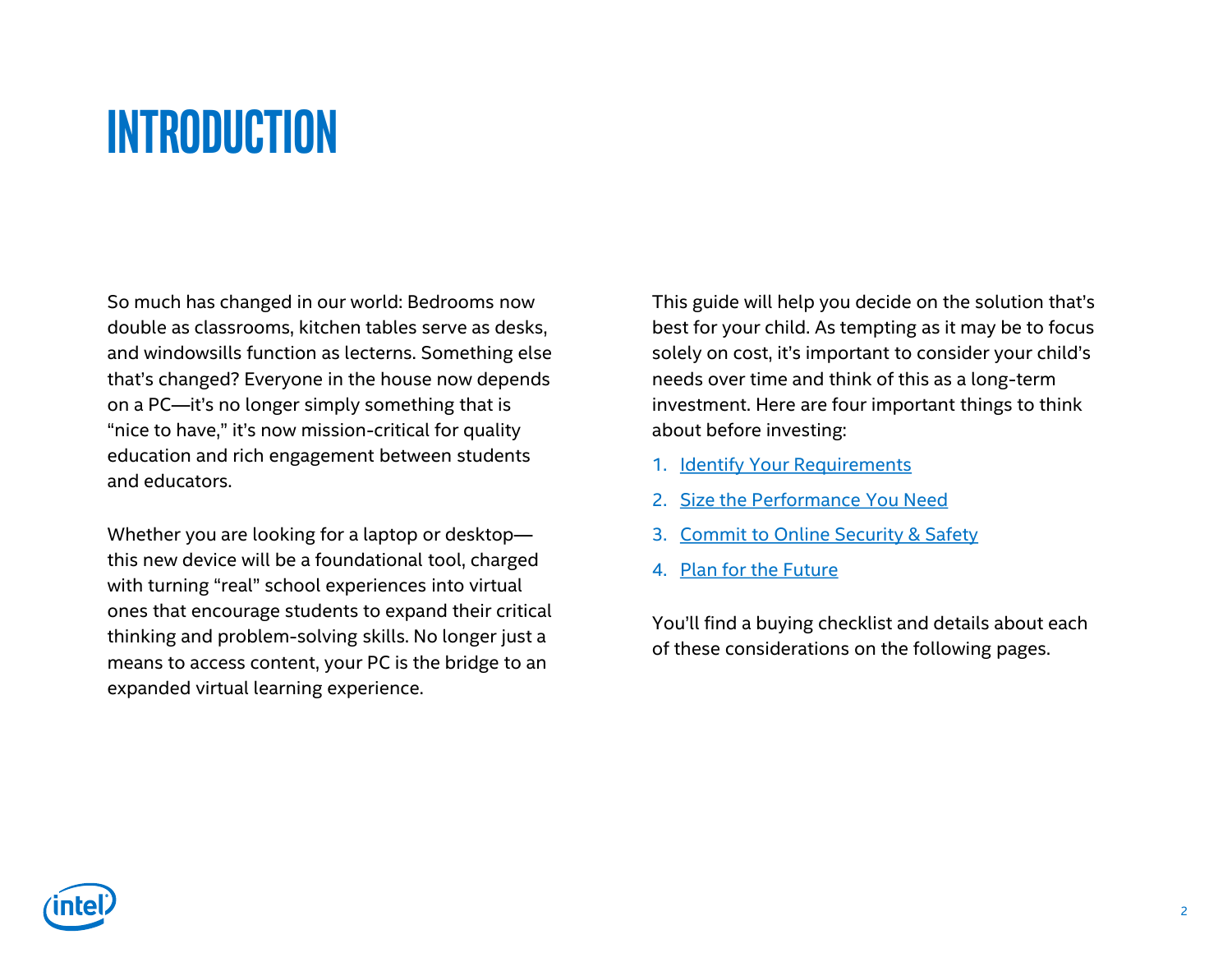# INTRODUCTION

So much has changed in our world: Bedrooms now double as classrooms, kitchen tables serve as desks, and windowsills function as lecterns. Something else that's changed? Everyone in the house now depends on a PC—it's no longer simply something that is "nice to have," it's now mission-critical for quality education and rich engagement between students and educators.

Whether you are looking for a laptop or desktop—this new device will be a foundational tool, charged with turning "real" school experiences into virtual ones that encourage students to expand their critical thinking and problem-solving skills. No longer just a means to access content, your PC is the bridge to an expanded virtual learning experience.

This guide will help you decide on the solution that's best for your child. As tempting as it may be to focus solely on cost, it's important to consider your child's needs over time and think of this as a long-term investment. Here are four important things to think about before investing:

1. Identify Your Requirements
2. Size the Performance You Need
3. Commit to Online Security & Safety
4. Plan for the Future

You'll find a buying checklist and details about each of these considerations on the following pages.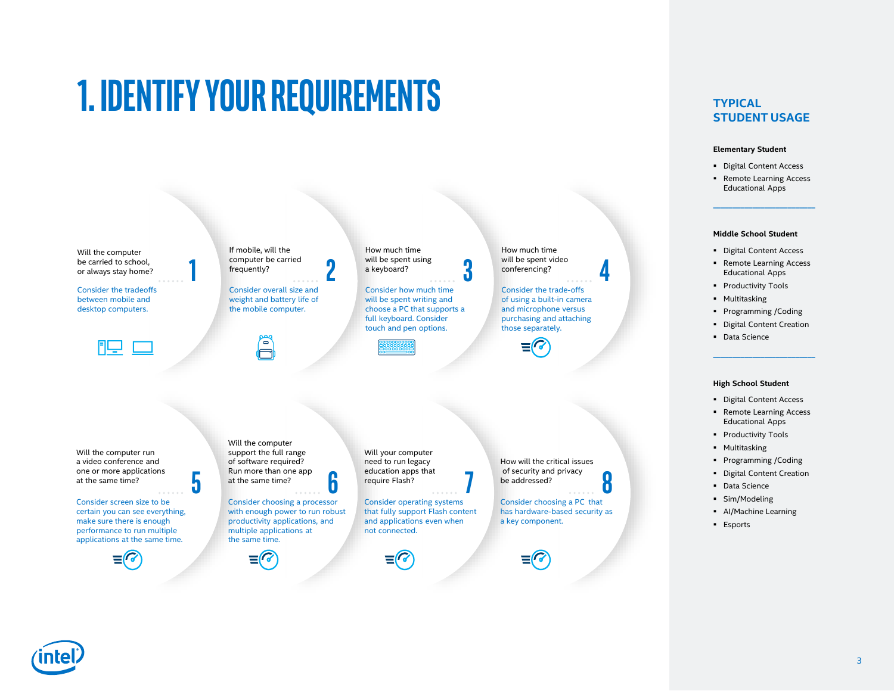# 1. IDENTIFY YOUR REQUIREMENTS

**1**

Will the computer be carried to school, or always stay home?

Consider the tradeoffs between mobile and desktop computers.

**2**

If mobile, will the computer be carried frequently?

Consider overall size and weight and battery life of the mobile computer.

**3**

How much time will be spent using a keyboard?

Consider how much time will be spent writing and choose a PC that supports a full keyboard. Consider touch and pen options.

**4**

How much time will be spent video conferencing?

Consider the trade-offs of using a built-in camera and microphone versus purchasing and attaching those separately.

**5**

Will the computer run a video conference and one or more applications at the same time?

Consider screen size to be certain you can see everything, make sure there is enough performance to run multiple applications at the same time.

**6**

Will the computer support the full range of software required? Run more than one app at the same time?

Consider choosing a processor with enough power to run robust productivity applications, and multiple applications at the same time.

**7**

Will your computer need to run legacy education apps that require Flash?

Consider operating systems that fully support Flash content and applications even when not connected.

**8**

How will the critical issues of security and privacy be addressed?

Consider choosing a PC that has hardware-based security as a key component.

## TYPICAL STUDENT USAGE

**Elementary Student**

- Digital Content Access
- Remote Learning Access Educational Apps

**Middle School Student**

- Digital Content Access
- Remote Learning Access Educational Apps
- Productivity Tools
- Multitasking
- Programming /Coding
- Digital Content Creation
- Data Science

**High School Student**

- Digital Content Access
- Remote Learning Access Educational Apps
- Productivity Tools
- Multitasking
- Programming /Coding
- Digital Content Creation
- Data Science
- Sim/Modeling
- AI/Machine Learning
- Esports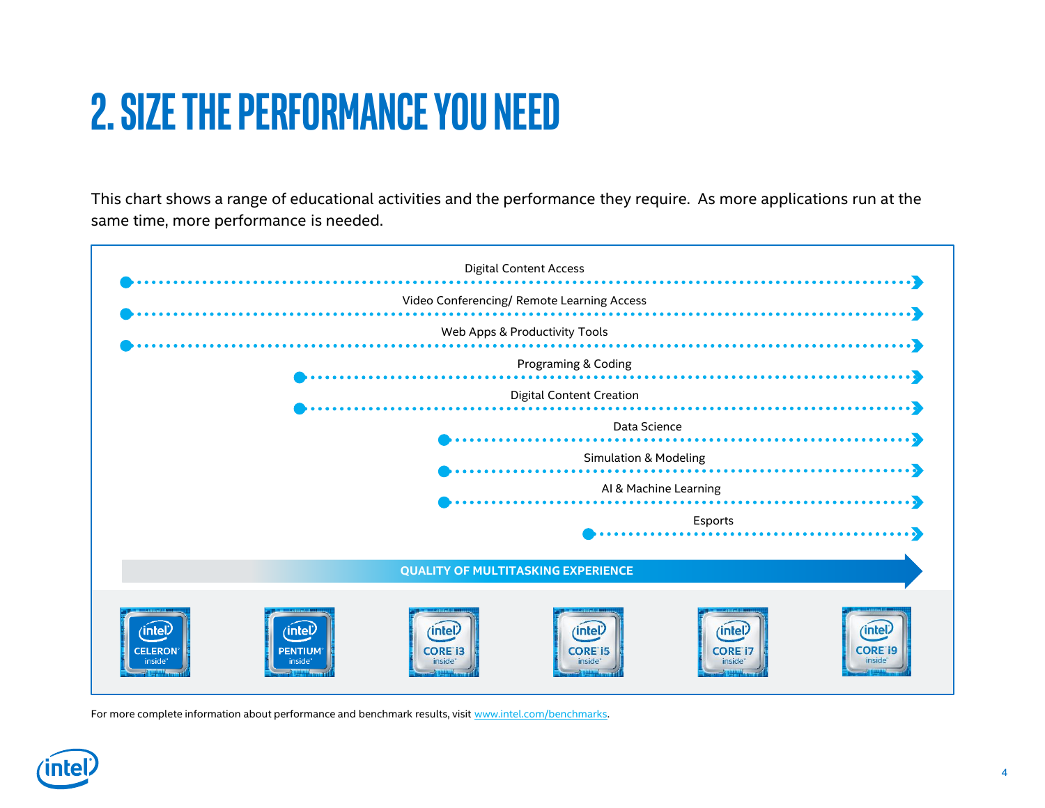# 2. SIZE THE PERFORMANCE YOU NEED

This chart shows a range of educational activities and the performance they require. As more applications run at the same time, more performance is needed.

| Activity | Celeron | Pentium | Core i3 | Core i5 | Core i7 | Core i9 |
|---|---|---|---|---|---|---|
| Digital Content Access | ✓ | ✓ | ✓ | ✓ | ✓ | ✓ |
| Video Conferencing/ Remote Learning Access | ✓ | ✓ | ✓ | ✓ | ✓ | ✓ |
| Web Apps & Productivity Tools | ✓ | ✓ | ✓ | ✓ | ✓ | ✓ |
| Programing & Coding | | ✓ | ✓ | ✓ | ✓ | ✓ |
| Digital Content Creation | | ✓ | ✓ | ✓ | ✓ | ✓ |
| Data Science | | | ✓ | ✓ | ✓ | ✓ |
| Simulation & Modeling | | | ✓ | ✓ | ✓ | ✓ |
| AI & Machine Learning | | | ✓ | ✓ | ✓ | ✓ |
| Esports | | | | ✓ | ✓ | ✓ |

QUALITY OF MULTITASKING EXPERIENCE →

intel CELERON inside | intel PENTIUM inside | intel CORE i3 inside | intel CORE i5 inside | intel CORE i7 inside | intel CORE i9 inside

For more complete information about performance and benchmark results, visit www.intel.com/benchmarks.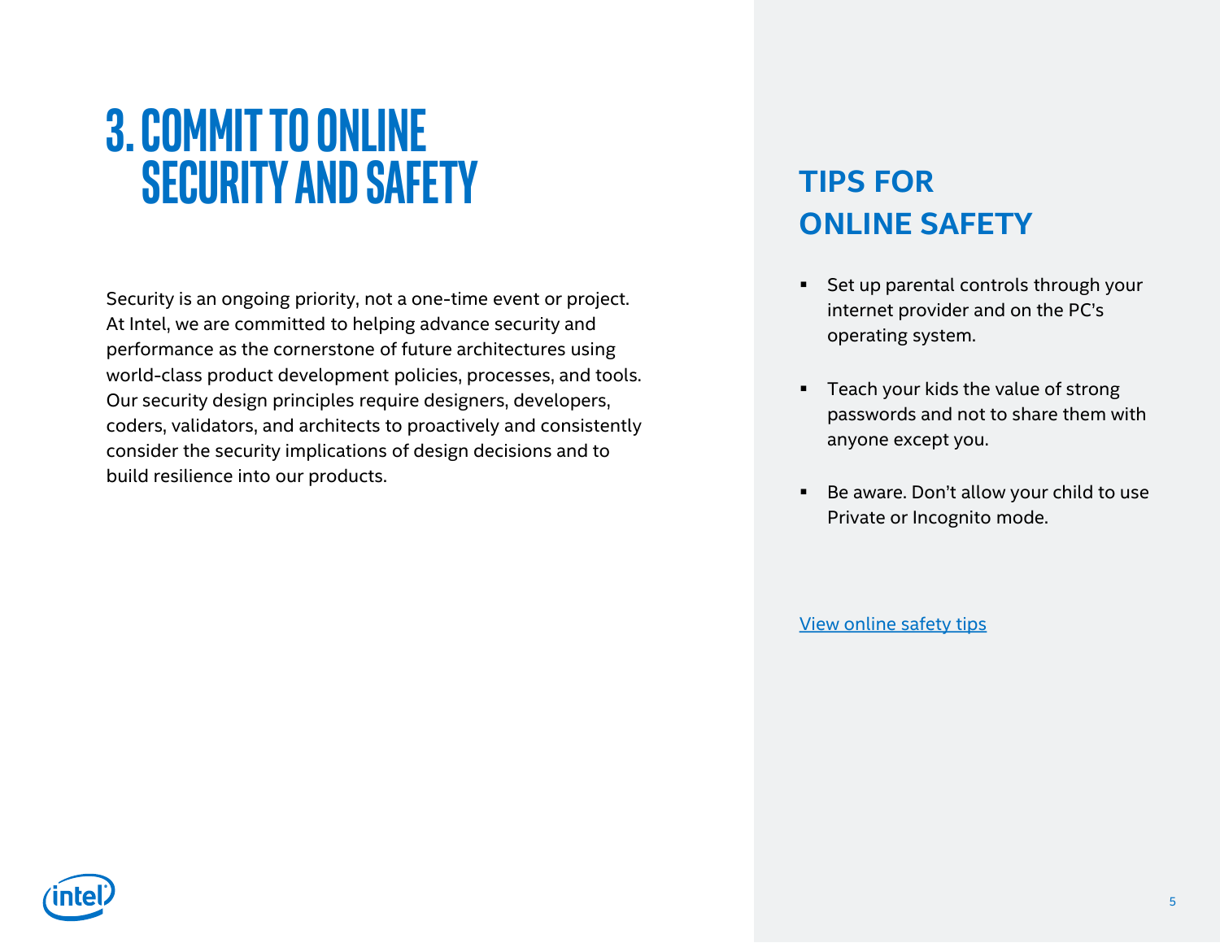# 3. COMMIT TO ONLINE SECURITY AND SAFETY

Security is an ongoing priority, not a one-time event or project. At Intel, we are committed to helping advance security and performance as the cornerstone of future architectures using world-class product development policies, processes, and tools. Our security design principles require designers, developers, coders, validators, and architects to proactively and consistently consider the security implications of design decisions and to build resilience into our products.

## TIPS FOR ONLINE SAFETY

- Set up parental controls through your internet provider and on the PC's operating system.
- Teach your kids the value of strong passwords and not to share them with anyone except you.
- Be aware. Don't allow your child to use Private or Incognito mode.

View online safety tips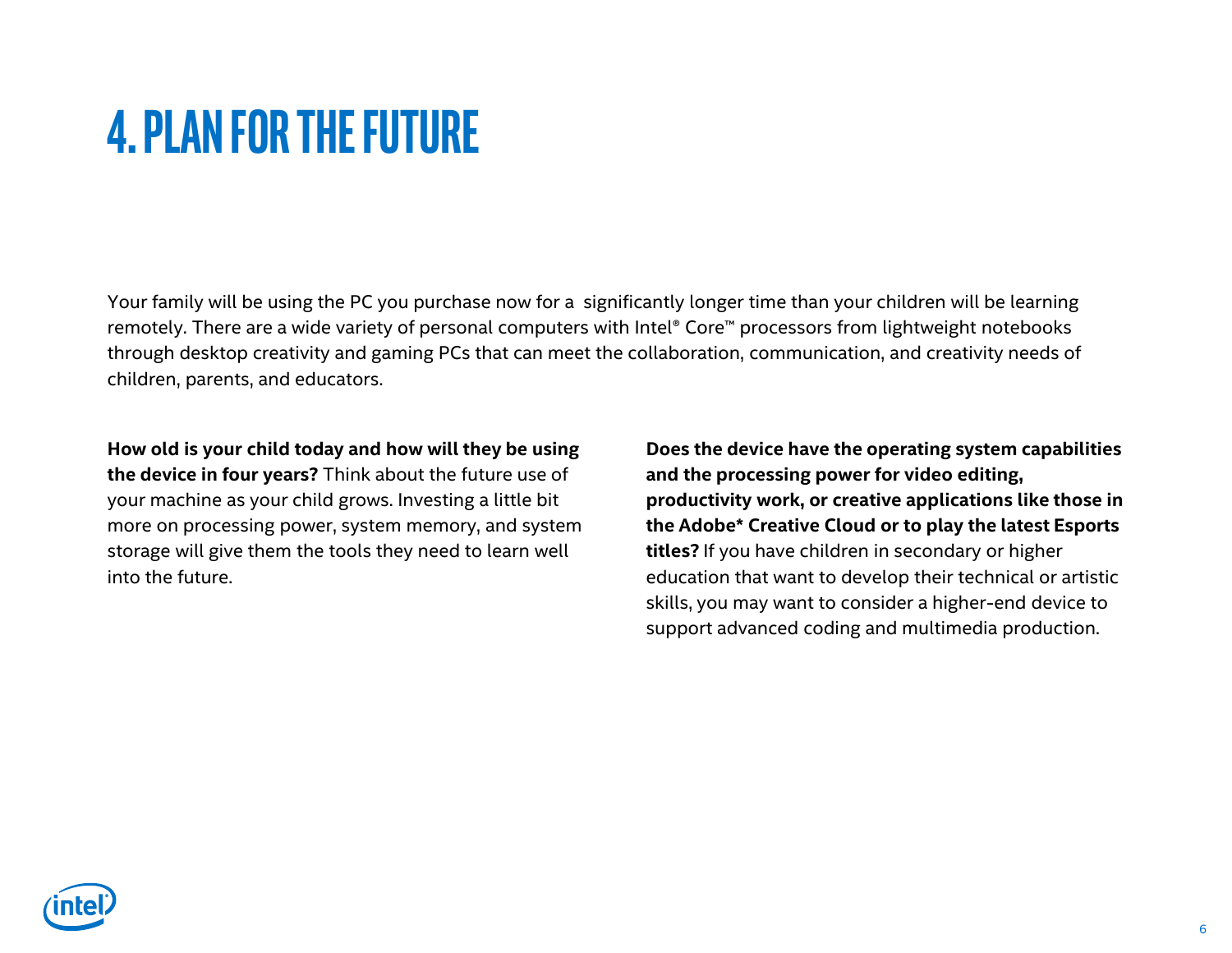# 4. PLAN FOR THE FUTURE

Your family will be using the PC you purchase now for a significantly longer time than your children will be learning remotely. There are a wide variety of personal computers with Intel® Core™ processors from lightweight notebooks through desktop creativity and gaming PCs that can meet the collaboration, communication, and creativity needs of children, parents, and educators.

**How old is your child today and how will they be using the device in four years?** Think about the future use of your machine as your child grows. Investing a little bit more on processing power, system memory, and system storage will give them the tools they need to learn well into the future.

**Does the device have the operating system capabilities and the processing power for video editing, productivity work, or creative applications like those in the Adobe* Creative Cloud or to play the latest Esports titles?** If you have children in secondary or higher education that want to develop their technical or artistic skills, you may want to consider a higher-end device to support advanced coding and multimedia production.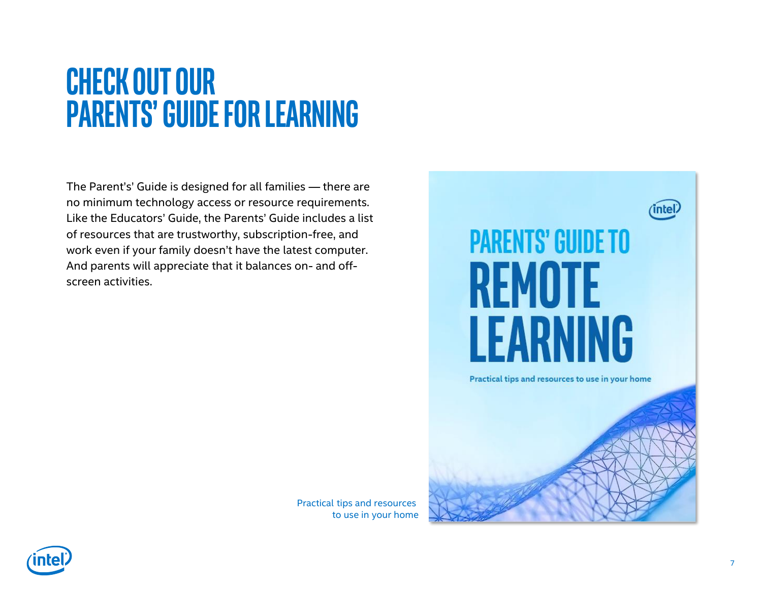# CHECK OUT OUR PARENTS' GUIDE FOR LEARNING

The Parent's' Guide is designed for all families — there are no minimum technology access or resource requirements. Like the Educators' Guide, the Parents' Guide includes a list of resources that are trustworthy, subscription-free, and work even if your family doesn't have the latest computer. And parents will appreciate that it balances on- and off-screen activities.

PARENTS' GUIDE TO REMOTE LEARNING

Practical tips and resources to use in your home

Practical tips and resources to use in your home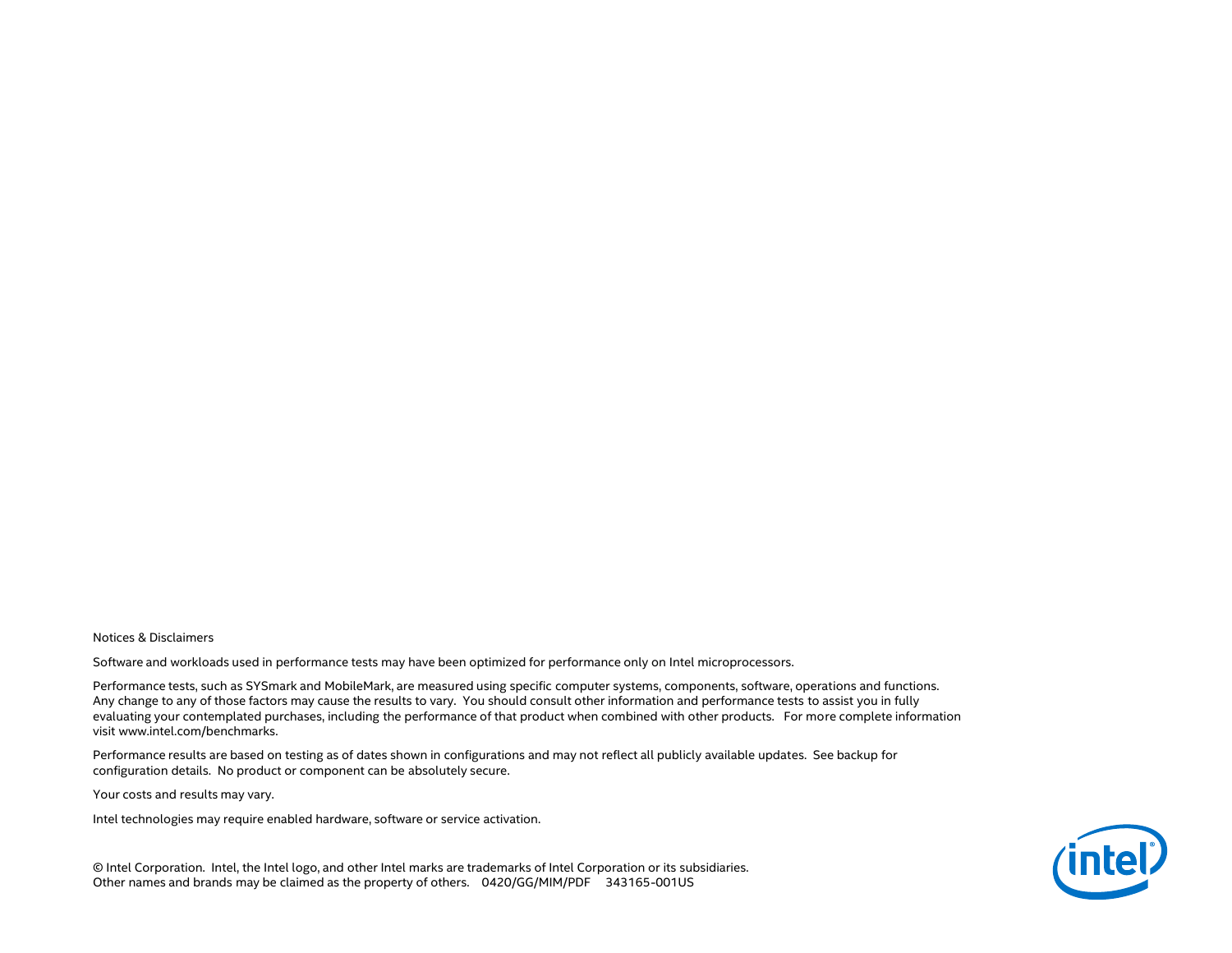Notices & Disclaimers

Software and workloads used in performance tests may have been optimized for performance only on Intel microprocessors.

Performance tests, such as SYSmark and MobileMark, are measured using specific computer systems, components, software, operations and functions. Any change to any of those factors may cause the results to vary. You should consult other information and performance tests to assist you in fully evaluating your contemplated purchases, including the performance of that product when combined with other products. For more complete information visit www.intel.com/benchmarks.

Performance results are based on testing as of dates shown in configurations and may not reflect all publicly available updates. See backup for configuration details. No product or component can be absolutely secure.

Your costs and results may vary.

Intel technologies may require enabled hardware, software or service activation.

© Intel Corporation. Intel, the Intel logo, and other Intel marks are trademarks of Intel Corporation or its subsidiaries.
Other names and brands may be claimed as the property of others. 0420/GG/MIM/PDF 343165-001US